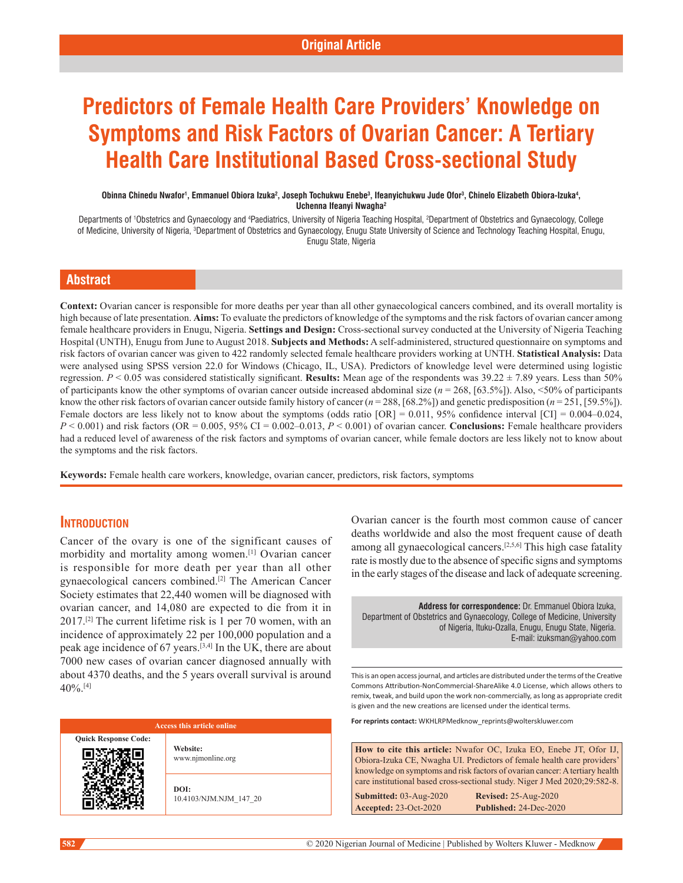Original Article

# Predictors of Female Health Care Providers' Knowledge on Symptoms and Risk Factors of Ovarian Cancer: A Tertiary Health Care Institutional Based Cross-sectional Study

**Obinna Chinedu Nwafor[1], Emmanuel Obiora Izuka[2], Joseph Tochukwu Enebe[3], Ifeanyichukwu Jude Ofor[3], Chinelo Elizabeth Obiora-Izuka[4], Uchenna Ifeanyi Nwagha[2]**

Departments of [1]Obstetrics and Gynaecology and [4]Paediatrics, University of Nigeria Teaching Hospital, [2]Department of Obstetrics and Gynaecology, College of Medicine, University of Nigeria, [3]Department of Obstetrics and Gynaecology, Enugu State University of Science and Technology Teaching Hospital, Enugu, Enugu State, Nigeria

## Abstract

**Context:** Ovarian cancer is responsible for more deaths per year than all other gynaecological cancers combined, and its overall mortality is high because of late presentation. **Aims:** To evaluate the predictors of knowledge of the symptoms and the risk factors of ovarian cancer among female healthcare providers in Enugu, Nigeria. **Settings and Design:** Cross-sectional survey conducted at the University of Nigeria Teaching Hospital (UNTH), Enugu from June to August 2018. **Subjects and Methods:** A self-administered, structured questionnaire on symptoms and risk factors of ovarian cancer was given to 422 randomly selected female healthcare providers working at UNTH. **Statistical Analysis:** Data were analysed using SPSS version 22.0 for Windows (Chicago, IL, USA). Predictors of knowledge level were determined using logistic regression. $P < 0.05$ was considered statistically significant. **Results:** Mean age of the respondents was 39.22 ± 7.89 years. Less than 50% of participants know the other symptoms of ovarian cancer outside increased abdominal size ($n = 268$, [63.5%]). Also, <50% of participants know the other risk factors of ovarian cancer outside family history of cancer ($n = 288$, [68.2%]) and genetic predisposition ($n = 251$, [59.5%]). Female doctors are less likely not to know about the symptoms (odds ratio [OR] = 0.011, 95% confidence interval [CI] = 0.004–0.024, $P < 0.001$) and risk factors (OR = 0.005, 95% CI = 0.002–0.013, $P < 0.001$) of ovarian cancer. **Conclusions:** Female healthcare providers had a reduced level of awareness of the risk factors and symptoms of ovarian cancer, while female doctors are less likely not to know about the symptoms and the risk factors.

**Keywords:** Female health care workers, knowledge, ovarian cancer, predictors, risk factors, symptoms

## Introduction

Cancer of the ovary is one of the significant causes of morbidity and mortality among women.[1] Ovarian cancer is responsible for more death per year than all other gynaecological cancers combined.[2] The American Cancer Society estimates that 22,440 women will be diagnosed with ovarian cancer, and 14,080 are expected to die from it in 2017.[2] The current lifetime risk is 1 per 70 women, with an incidence of approximately 22 per 100,000 population and a peak age incidence of 67 years.[3,4] In the UK, there are about 7000 new cases of ovarian cancer diagnosed annually with about 4370 deaths, and the 5 years overall survival is around 40%.[4]

Ovarian cancer is the fourth most common cause of cancer deaths worldwide and also the most frequent cause of death among all gynaecological cancers.[2,5,6] This high case fatality rate is mostly due to the absence of specific signs and symptoms in the early stages of the disease and lack of adequate screening.

**Address for correspondence:** Dr. Emmanuel Obiora Izuka, Department of Obstetrics and Gynaecology, College of Medicine, University of Nigeria, Ituku-Ozalla, Enugu, Enugu State, Nigeria. E-mail: izuksman@yahoo.com

Access this article online

Website: www.njmonline.org

DOI: 10.4103/NJM.NJM_147_20

This is an open access journal, and articles are distributed under the terms of the Creative Commons Attribution-NonCommercial-ShareAlike 4.0 License, which allows others to remix, tweak, and build upon the work non-commercially, as long as appropriate credit is given and the new creations are licensed under the identical terms.

**For reprints contact:** WKHLRPMedknow_reprints@wolterskluwer.com

**How to cite this article:** Nwafor OC, Izuka EO, Enebe JT, Ofor IJ, Obiora-Izuka CE, Nwagha UI. Predictors of female health care providers' knowledge on symptoms and risk factors of ovarian cancer: A tertiary health care institutional based cross-sectional study. Niger J Med 2020;29:582-8.

**Submitted:** 03-Aug-2020 **Revised:** 25-Aug-2020
**Accepted:** 23-Oct-2020 **Published:** 24-Dec-2020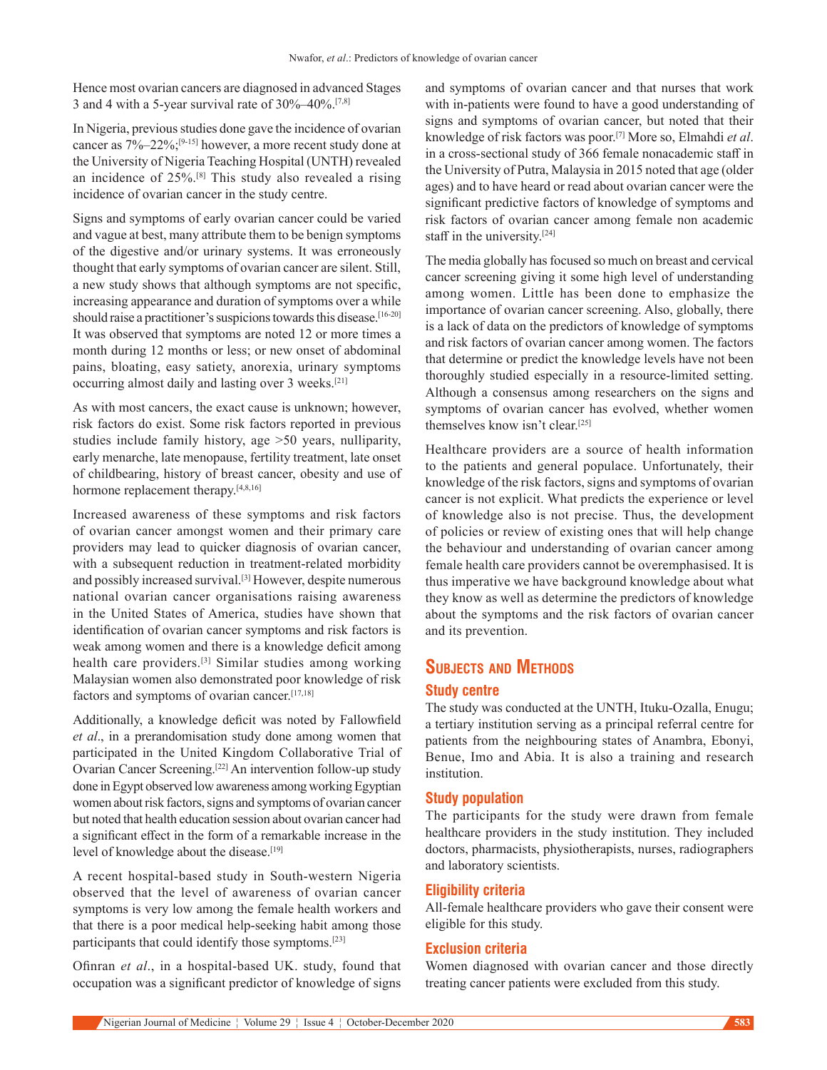Hence most ovarian cancers are diagnosed in advanced Stages 3 and 4 with a 5-year survival rate of 30%–40%.[7,8]

In Nigeria, previous studies done gave the incidence of ovarian cancer as 7%–22%;[9-15] however, a more recent study done at the University of Nigeria Teaching Hospital (UNTH) revealed an incidence of 25%.[8] This study also revealed a rising incidence of ovarian cancer in the study centre.

Signs and symptoms of early ovarian cancer could be varied and vague at best, many attribute them to be benign symptoms of the digestive and/or urinary systems. It was erroneously thought that early symptoms of ovarian cancer are silent. Still, a new study shows that although symptoms are not specific, increasing appearance and duration of symptoms over a while should raise a practitioner's suspicions towards this disease.[16-20] It was observed that symptoms are noted 12 or more times a month during 12 months or less; or new onset of abdominal pains, bloating, easy satiety, anorexia, urinary symptoms occurring almost daily and lasting over 3 weeks.[21]

As with most cancers, the exact cause is unknown; however, risk factors do exist. Some risk factors reported in previous studies include family history, age >50 years, nulliparity, early menarche, late menopause, fertility treatment, late onset of childbearing, history of breast cancer, obesity and use of hormone replacement therapy.[4,8,16]

Increased awareness of these symptoms and risk factors of ovarian cancer amongst women and their primary care providers may lead to quicker diagnosis of ovarian cancer, with a subsequent reduction in treatment-related morbidity and possibly increased survival.[3] However, despite numerous national ovarian cancer organisations raising awareness in the United States of America, studies have shown that identification of ovarian cancer symptoms and risk factors is weak among women and there is a knowledge deficit among health care providers.[3] Similar studies among working Malaysian women also demonstrated poor knowledge of risk factors and symptoms of ovarian cancer.[17,18]

Additionally, a knowledge deficit was noted by Fallowfield *et al*., in a prerandomisation study done among women that participated in the United Kingdom Collaborative Trial of Ovarian Cancer Screening.[22] An intervention follow-up study done in Egypt observed low awareness among working Egyptian women about risk factors, signs and symptoms of ovarian cancer but noted that health education session about ovarian cancer had a significant effect in the form of a remarkable increase in the level of knowledge about the disease.[19]

A recent hospital-based study in South-western Nigeria observed that the level of awareness of ovarian cancer symptoms is very low among the female health workers and that there is a poor medical help-seeking habit among those participants that could identify those symptoms.[23]

Ofinran *et al*., in a hospital-based UK. study, found that occupation was a significant predictor of knowledge of signs and symptoms of ovarian cancer and that nurses that work with in-patients were found to have a good understanding of signs and symptoms of ovarian cancer, but noted that their knowledge of risk factors was poor.[7] More so, Elmahdi *et al*. in a cross-sectional study of 366 female nonacademic staff in the University of Putra, Malaysia in 2015 noted that age (older ages) and to have heard or read about ovarian cancer were the significant predictive factors of knowledge of symptoms and risk factors of ovarian cancer among female non academic staff in the university.[24]

The media globally has focused so much on breast and cervical cancer screening giving it some high level of understanding among women. Little has been done to emphasize the importance of ovarian cancer screening. Also, globally, there is a lack of data on the predictors of knowledge of symptoms and risk factors of ovarian cancer among women. The factors that determine or predict the knowledge levels have not been thoroughly studied especially in a resource-limited setting. Although a consensus among researchers on the signs and symptoms of ovarian cancer has evolved, whether women themselves know isn't clear.[25]

Healthcare providers are a source of health information to the patients and general populace. Unfortunately, their knowledge of the risk factors, signs and symptoms of ovarian cancer is not explicit. What predicts the experience or level of knowledge also is not precise. Thus, the development of policies or review of existing ones that will help change the behaviour and understanding of ovarian cancer among female health care providers cannot be overemphasised. It is thus imperative we have background knowledge about what they know as well as determine the predictors of knowledge about the symptoms and the risk factors of ovarian cancer and its prevention.

## Subjects and Methods

### Study centre

The study was conducted at the UNTH, Ituku-Ozalla, Enugu; a tertiary institution serving as a principal referral centre for patients from the neighbouring states of Anambra, Ebonyi, Benue, Imo and Abia. It is also a training and research institution.

### Study population

The participants for the study were drawn from female healthcare providers in the study institution. They included doctors, pharmacists, physiotherapists, nurses, radiographers and laboratory scientists.

### Eligibility criteria

All-female healthcare providers who gave their consent were eligible for this study.

### Exclusion criteria

Women diagnosed with ovarian cancer and those directly treating cancer patients were excluded from this study.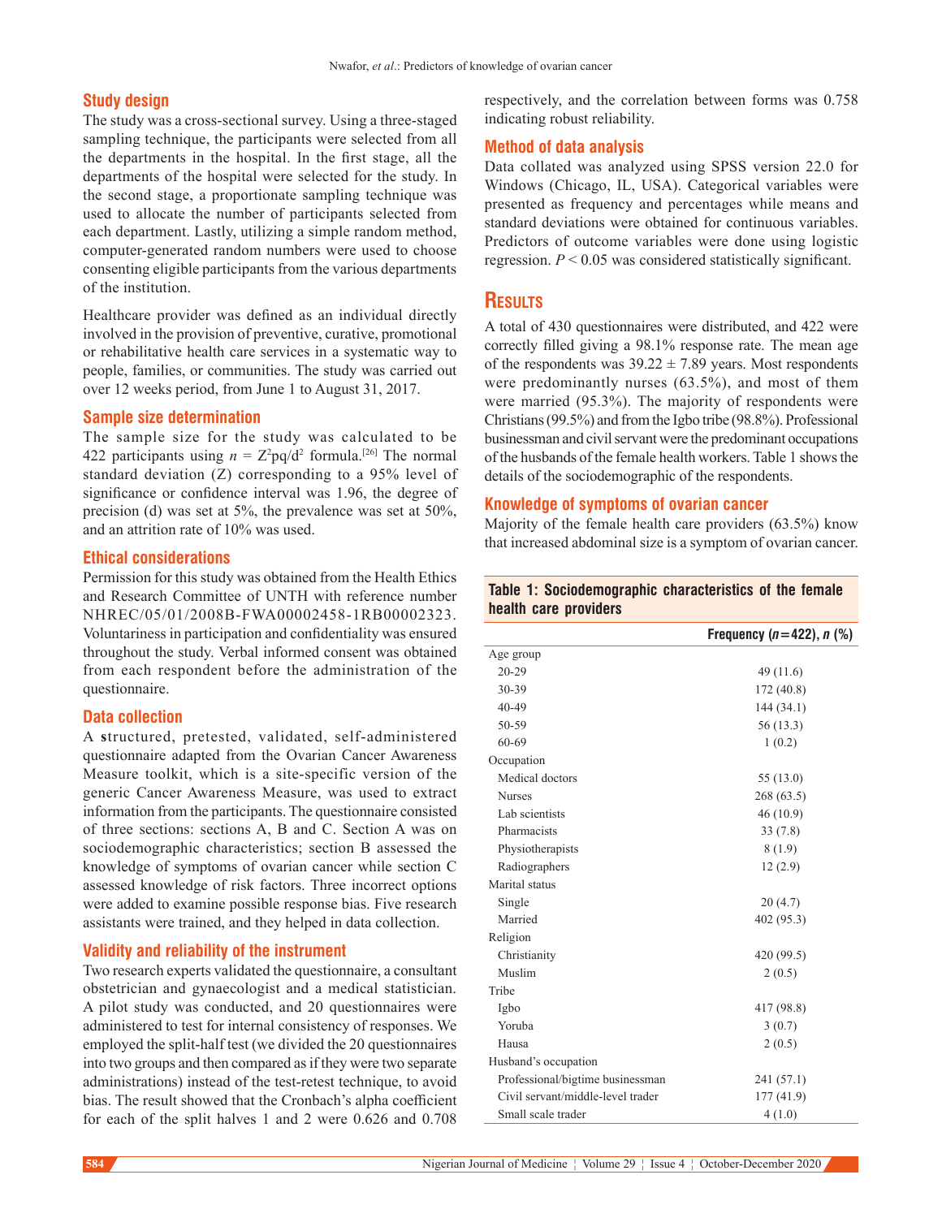### Study design

The study was a cross-sectional survey. Using a three-staged sampling technique, the participants were selected from all the departments in the hospital. In the first stage, all the departments of the hospital were selected for the study. In the second stage, a proportionate sampling technique was used to allocate the number of participants selected from each department. Lastly, utilizing a simple random method, computer-generated random numbers were used to choose consenting eligible participants from the various departments of the institution.

Healthcare provider was defined as an individual directly involved in the provision of preventive, curative, promotional or rehabilitative health care services in a systematic way to people, families, or communities. The study was carried out over 12 weeks period, from June 1 to August 31, 2017.

### Sample size determination

The sample size for the study was calculated to be 422 participants using $n = Z^2pq/d^2$ formula.[26] The normal standard deviation (Z) corresponding to a 95% level of significance or confidence interval was 1.96, the degree of precision (d) was set at 5%, the prevalence was set at 50%, and an attrition rate of 10% was used.

### Ethical considerations

Permission for this study was obtained from the Health Ethics and Research Committee of UNTH with reference number NHREC/05/01/2008B-FWA00002458-1RB00002323. Voluntariness in participation and confidentiality was ensured throughout the study. Verbal informed consent was obtained from each respondent before the administration of the questionnaire.

### Data collection

A structured, pretested, validated, self-administered questionnaire adapted from the Ovarian Cancer Awareness Measure toolkit, which is a site-specific version of the generic Cancer Awareness Measure, was used to extract information from the participants. The questionnaire consisted of three sections: sections A, B and C. Section A was on sociodemographic characteristics; section B assessed the knowledge of symptoms of ovarian cancer while section C assessed knowledge of risk factors. Three incorrect options were added to examine possible response bias. Five research assistants were trained, and they helped in data collection.

### Validity and reliability of the instrument

Two research experts validated the questionnaire, a consultant obstetrician and gynaecologist and a medical statistician. A pilot study was conducted, and 20 questionnaires were administered to test for internal consistency of responses. We employed the split-half test (we divided the 20 questionnaires into two groups and then compared as if they were two separate administrations) instead of the test-retest technique, to avoid bias. The result showed that the Cronbach's alpha coefficient for each of the split halves 1 and 2 were 0.626 and 0.708 respectively, and the correlation between forms was 0.758 indicating robust reliability.

### Method of data analysis

Data collated was analyzed using SPSS version 22.0 for Windows (Chicago, IL, USA). Categorical variables were presented as frequency and percentages while means and standard deviations were obtained for continuous variables. Predictors of outcome variables were done using logistic regression. $P < 0.05$ was considered statistically significant.

## Results

A total of 430 questionnaires were distributed, and 422 were correctly filled giving a 98.1% response rate. The mean age of the respondents was $39.22 \pm 7.89$ years. Most respondents were predominantly nurses (63.5%), and most of them were married (95.3%). The majority of respondents were Christians (99.5%) and from the Igbo tribe (98.8%). Professional businessman and civil servant were the predominant occupations of the husbands of the female health workers. Table 1 shows the details of the sociodemographic of the respondents.

### Knowledge of symptoms of ovarian cancer

Majority of the female health care providers (63.5%) know that increased abdominal size is a symptom of ovarian cancer.

**Table 1: Sociodemographic characteristics of the female health care providers**

| | Frequency (*n*=422), *n* (%) |
|---|---|
| Age group | |
| 20-29 | 49 (11.6) |
| 30-39 | 172 (40.8) |
| 40-49 | 144 (34.1) |
| 50-59 | 56 (13.3) |
| 60-69 | 1 (0.2) |
| Occupation | |
| Medical doctors | 55 (13.0) |
| Nurses | 268 (63.5) |
| Lab scientists | 46 (10.9) |
| Pharmacists | 33 (7.8) |
| Physiotherapists | 8 (1.9) |
| Radiographers | 12 (2.9) |
| Marital status | |
| Single | 20 (4.7) |
| Married | 402 (95.3) |
| Religion | |
| Christianity | 420 (99.5) |
| Muslim | 2 (0.5) |
| Tribe | |
| Igbo | 417 (98.8) |
| Yoruba | 3 (0.7) |
| Hausa | 2 (0.5) |
| Husband's occupation | |
| Professional/bigtime businessman | 241 (57.1) |
| Civil servant/middle-level trader | 177 (41.9) |
| Small scale trader | 4 (1.0) |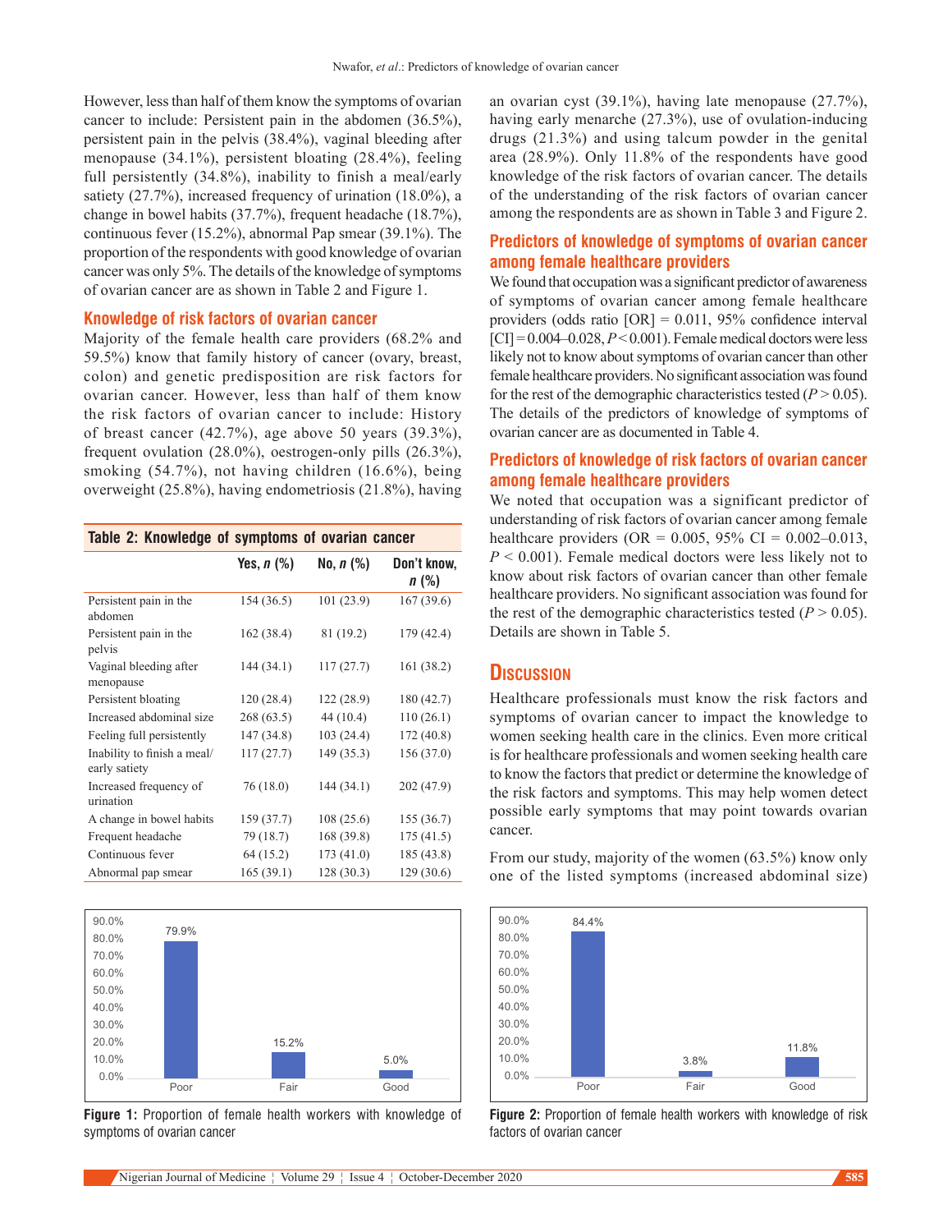However, less than half of them know the symptoms of ovarian cancer to include: Persistent pain in the abdomen (36.5%), persistent pain in the pelvis (38.4%), vaginal bleeding after menopause (34.1%), persistent bloating (28.4%), feeling full persistently (34.8%), inability to finish a meal/early satiety (27.7%), increased frequency of urination (18.0%), a change in bowel habits (37.7%), frequent headache (18.7%), continuous fever (15.2%), abnormal Pap smear (39.1%). The proportion of the respondents with good knowledge of ovarian cancer was only 5%. The details of the knowledge of symptoms of ovarian cancer are as shown in Table 2 and Figure 1.

## Knowledge of risk factors of ovarian cancer

Majority of the female health care providers (68.2% and 59.5%) know that family history of cancer (ovary, breast, colon) and genetic predisposition are risk factors for ovarian cancer. However, less than half of them know the risk factors of ovarian cancer to include: History of breast cancer (42.7%), age above 50 years (39.3%), frequent ovulation (28.0%), oestrogen-only pills (26.3%), smoking (54.7%), not having children (16.6%), being overweight (25.8%), having endometriosis (21.8%), having an ovarian cyst (39.1%), having late menopause (27.7%), having early menarche (27.3%), use of ovulation-inducing drugs (21.3%) and using talcum powder in the genital area (28.9%). Only 11.8% of the respondents have good knowledge of the risk factors of ovarian cancer. The details of the understanding of the risk factors of ovarian cancer among the respondents are as shown in Table 3 and Figure 2.

**Table 2: Knowledge of symptoms of ovarian cancer**

| | Yes, *n* (%) | No, *n* (%) | Don't know, *n* (%) |
|---|---|---|---|
| Persistent pain in the abdomen | 154 (36.5) | 101 (23.9) | 167 (39.6) |
| Persistent pain in the pelvis | 162 (38.4) | 81 (19.2) | 179 (42.4) |
| Vaginal bleeding after menopause | 144 (34.1) | 117 (27.7) | 161 (38.2) |
| Persistent bloating | 120 (28.4) | 122 (28.9) | 180 (42.7) |
| Increased abdominal size | 268 (63.5) | 44 (10.4) | 110 (26.1) |
| Feeling full persistently | 147 (34.8) | 103 (24.4) | 172 (40.8) |
| Inability to finish a meal/early satiety | 117 (27.7) | 149 (35.3) | 156 (37.0) |
| Increased frequency of urination | 76 (18.0) | 144 (34.1) | 202 (47.9) |
| A change in bowel habits | 159 (37.7) | 108 (25.6) | 155 (36.7) |
| Frequent headache | 79 (18.7) | 168 (39.8) | 175 (41.5) |
| Continuous fever | 64 (15.2) | 173 (41.0) | 185 (43.8) |
| Abnormal pap smear | 165 (39.1) | 128 (30.3) | 129 (30.6) |

| | Poor | Fair | Good |
|---|---|---|---|
| Proportion | 79.9% | 15.2% | 5.0% |

**Figure 1:** Proportion of female health workers with knowledge of symptoms of ovarian cancer

| | Poor | Fair | Good |
|---|---|---|---|
| Proportion | 84.4% | 3.8% | 11.8% |

**Figure 2:** Proportion of female health workers with knowledge of risk factors of ovarian cancer

## Predictors of knowledge of symptoms of ovarian cancer among female healthcare providers

We found that occupation was a significant predictor of awareness of symptoms of ovarian cancer among female healthcare providers (odds ratio [OR] = 0.011, 95% confidence interval [CI] = 0.004–0.028, $P < 0.001$). Female medical doctors were less likely not to know about symptoms of ovarian cancer than other female healthcare providers. No significant association was found for the rest of the demographic characteristics tested ($P > 0.05$). The details of the predictors of knowledge of symptoms of ovarian cancer are as documented in Table 4.

## Predictors of knowledge of risk factors of ovarian cancer among female healthcare providers

We noted that occupation was a significant predictor of understanding of risk factors of ovarian cancer among female healthcare providers (OR = 0.005, 95% CI = 0.002–0.013, $P < 0.001$). Female medical doctors were less likely not to know about risk factors of ovarian cancer than other female healthcare providers. No significant association was found for the rest of the demographic characteristics tested ($P > 0.05$). Details are shown in Table 5.

# Discussion

Healthcare professionals must know the risk factors and symptoms of ovarian cancer to impact the knowledge to women seeking health care in the clinics. Even more critical is for healthcare professionals and women seeking health care to know the factors that predict or determine the knowledge of the risk factors and symptoms. This may help women detect possible early symptoms that may point towards ovarian cancer.

From our study, majority of the women (63.5%) know only one of the listed symptoms (increased abdominal size)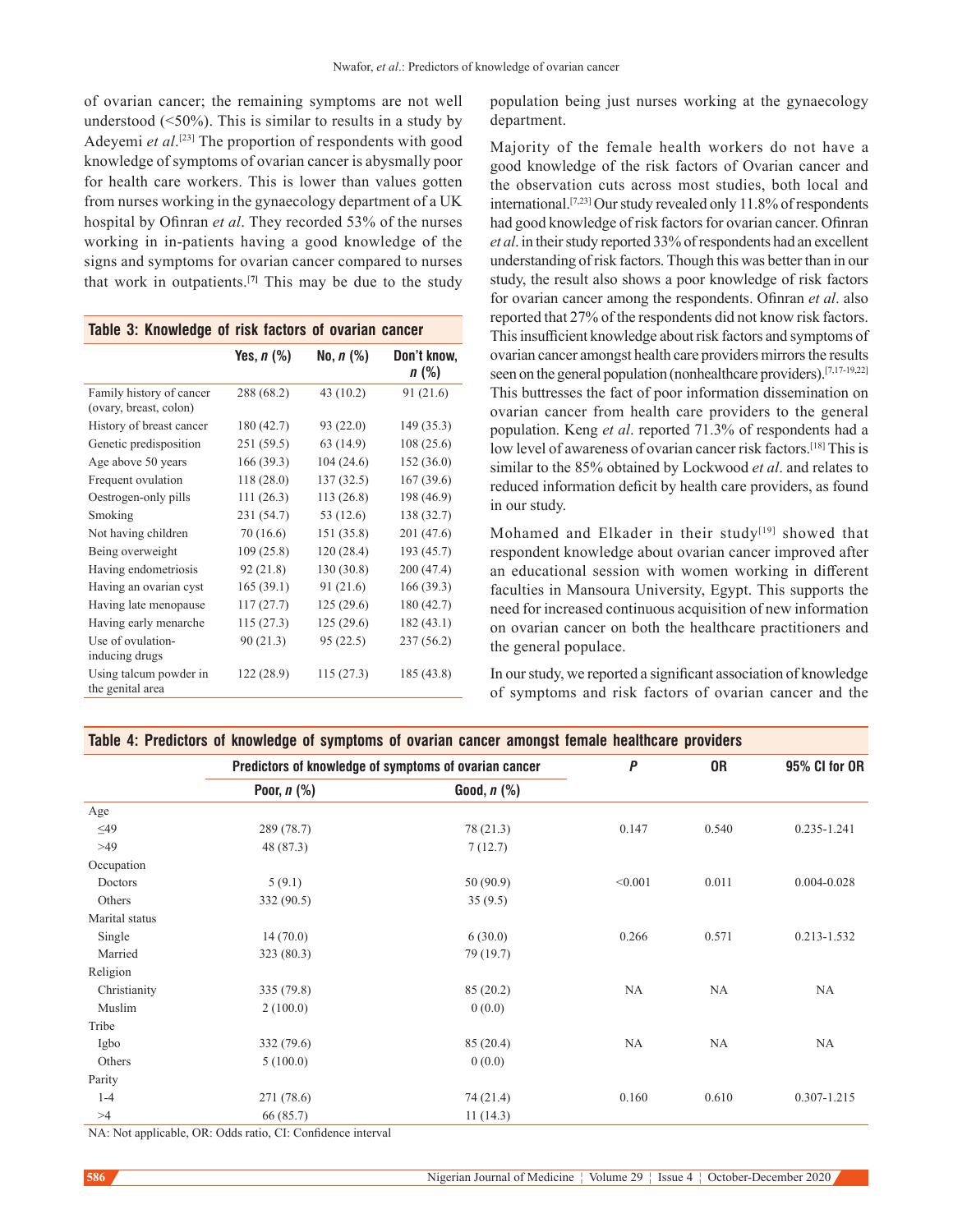of ovarian cancer; the remaining symptoms are not well understood (<50%). This is similar to results in a study by Adeyemi *et al*.[23] The proportion of respondents with good knowledge of symptoms of ovarian cancer is abysmally poor for health care workers. This is lower than values gotten from nurses working in the gynaecology department of a UK hospital by Ofinran *et al*. They recorded 53% of the nurses working in in-patients having a good knowledge of the signs and symptoms for ovarian cancer compared to nurses that work in outpatients.[7] This may be due to the study population being just nurses working at the gynaecology department.

**Table 3: Knowledge of risk factors of ovarian cancer**

| | Yes, *n* (%) | No, *n* (%) | Don't know, *n* (%) |
|---|---|---|---|
| Family history of cancer (ovary, breast, colon) | 288 (68.2) | 43 (10.2) | 91 (21.6) |
| History of breast cancer | 180 (42.7) | 93 (22.0) | 149 (35.3) |
| Genetic predisposition | 251 (59.5) | 63 (14.9) | 108 (25.6) |
| Age above 50 years | 166 (39.3) | 104 (24.6) | 152 (36.0) |
| Frequent ovulation | 118 (28.0) | 137 (32.5) | 167 (39.6) |
| Oestrogen-only pills | 111 (26.3) | 113 (26.8) | 198 (46.9) |
| Smoking | 231 (54.7) | 53 (12.6) | 138 (32.7) |
| Not having children | 70 (16.6) | 151 (35.8) | 201 (47.6) |
| Being overweight | 109 (25.8) | 120 (28.4) | 193 (45.7) |
| Having endometriosis | 92 (21.8) | 130 (30.8) | 200 (47.4) |
| Having an ovarian cyst | 165 (39.1) | 91 (21.6) | 166 (39.3) |
| Having late menopause | 117 (27.7) | 125 (29.6) | 180 (42.7) |
| Having early menarche | 115 (27.3) | 125 (29.6) | 182 (43.1) |
| Use of ovulation-inducing drugs | 90 (21.3) | 95 (22.5) | 237 (56.2) |
| Using talcum powder in the genital area | 122 (28.9) | 115 (27.3) | 185 (43.8) |

Majority of the female health workers do not have a good knowledge of the risk factors of Ovarian cancer and the observation cuts across most studies, both local and international.[7,23] Our study revealed only 11.8% of respondents had good knowledge of risk factors for ovarian cancer. Ofinran *et al*. in their study reported 33% of respondents had an excellent understanding of risk factors. Though this was better than in our study, the result also shows a poor knowledge of risk factors for ovarian cancer among the respondents. Ofinran *et al*. also reported that 27% of the respondents did not know risk factors. This insufficient knowledge about risk factors and symptoms of ovarian cancer amongst health care providers mirrors the results seen on the general population (nonhealthcare providers).[7,17-19,22] This buttresses the fact of poor information dissemination on ovarian cancer from health care providers to the general population. Keng *et al*. reported 71.3% of respondents had a low level of awareness of ovarian cancer risk factors.[18] This is similar to the 85% obtained by Lockwood *et al*. and relates to reduced information deficit by health care providers, as found in our study.

Mohamed and Elkader in their study[19] showed that respondent knowledge about ovarian cancer improved after an educational session with women working in different faculties in Mansoura University, Egypt. This supports the need for increased continuous acquisition of new information on ovarian cancer on both the healthcare practitioners and the general populace.

In our study, we reported a significant association of knowledge of symptoms and risk factors of ovarian cancer and the

**Table 4: Predictors of knowledge of symptoms of ovarian cancer amongst female healthcare providers**

| | Predictors of knowledge of symptoms of ovarian cancer | | *P* | OR | 95% CI for OR |
|---|---|---|---|---|---|
| | Poor, *n* (%) | Good, *n* (%) | | | |
| Age | | | | | |
| ≤49 | 289 (78.7) | 78 (21.3) | 0.147 | 0.540 | 0.235-1.241 |
| >49 | 48 (87.3) | 7 (12.7) | | | |
| Occupation | | | | | |
| Doctors | 5 (9.1) | 50 (90.9) | <0.001 | 0.011 | 0.004-0.028 |
| Others | 332 (90.5) | 35 (9.5) | | | |
| Marital status | | | | | |
| Single | 14 (70.0) | 6 (30.0) | 0.266 | 0.571 | 0.213-1.532 |
| Married | 323 (80.3) | 79 (19.7) | | | |
| Religion | | | | | |
| Christianity | 335 (79.8) | 85 (20.2) | NA | NA | NA |
| Muslim | 2 (100.0) | 0 (0.0) | | | |
| Tribe | | | | | |
| Igbo | 332 (79.6) | 85 (20.4) | NA | NA | NA |
| Others | 5 (100.0) | 0 (0.0) | | | |
| Parity | | | | | |
| 1-4 | 271 (78.6) | 74 (21.4) | 0.160 | 0.610 | 0.307-1.215 |
| >4 | 66 (85.7) | 11 (14.3) | | | |

NA: Not applicable, OR: Odds ratio, CI: Confidence interval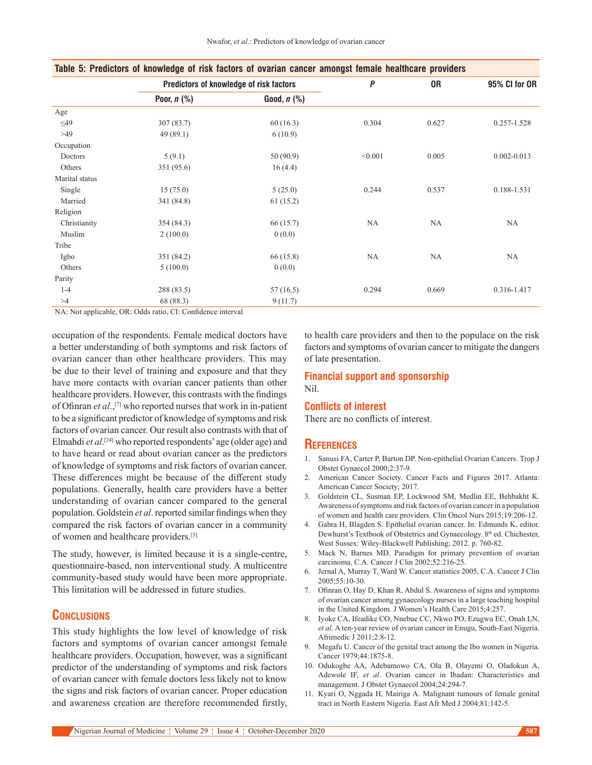**Table 5: Predictors of knowledge of risk factors of ovarian cancer amongst female healthcare providers**

| | Predictors of knowledge of risk factors | | *P* | OR | 95% CI for OR |
|---|---|---|---|---|---|
| | Poor, *n* (%) | Good, *n* (%) | | | |
| Age | | | | | |
| ≤49 | 307 (83.7) | 60 (16.3) | 0.304 | 0.627 | 0.257-1.528 |
| >49 | 49 (89.1) | 6 (10.9) | | | |
| Occupation | | | | | |
| Doctors | 5 (9.1) | 50 (90.9) | <0.001 | 0.005 | 0.002-0.013 |
| Others | 351 (95.6) | 16 (4.4) | | | |
| Marital status | | | | | |
| Single | 15 (75.0) | 5 (25.0) | 0.244 | 0.537 | 0.188-1.531 |
| Married | 341 (84.8) | 61 (15.2) | | | |
| Religion | | | | | |
| Christianity | 354 (84.3) | 66 (15.7) | NA | NA | NA |
| Muslim | 2 (100.0) | 0 (0.0) | | | |
| Tribe | | | | | |
| Igbo | 351 (84.2) | 66 (15.8) | NA | NA | NA |
| Others | 5 (100.0) | 0 (0.0) | | | |
| Parity | | | | | |
| 1-4 | 288 (83.5) | 57 (16.5) | 0.294 | 0.669 | 0.316-1.417 |
| >4 | 68 (88.3) | 9 (11.7) | | | |

NA: Not applicable, OR: Odds ratio, CI: Confidence interval

occupation of the respondents. Female medical doctors have a better understanding of both symptoms and risk factors of ovarian cancer than other healthcare providers. This may be due to their level of training and exposure and that they have more contacts with ovarian cancer patients than other healthcare providers. However, this contrasts with the findings of Ofinran *et al*.,[7] who reported nurses that work in in-patient to be a significant predictor of knowledge of symptoms and risk factors of ovarian cancer. Our result also contrasts with that of Elmahdi *et al*.[24] who reported respondents' age (older age) and to have heard or read about ovarian cancer as the predictors of knowledge of symptoms and risk factors of ovarian cancer. These differences might be because of the different study populations. Generally, health care providers have a better understanding of ovarian cancer compared to the general population. Goldstein *et al*. reported similar findings when they compared the risk factors of ovarian cancer in a community of women and healthcare providers.[3]

The study, however, is limited because it is a single-centre, questionnaire-based, non interventional study. A multicentre community-based study would have been more appropriate. This limitation will be addressed in future studies.

## Conclusions

This study highlights the low level of knowledge of risk factors and symptoms of ovarian cancer amongst female healthcare providers. Occupation, however, was a significant predictor of the understanding of symptoms and risk factors of ovarian cancer with female doctors less likely not to know the signs and risk factors of ovarian cancer. Proper education and awareness creation are therefore recommended firstly, to health care providers and then to the populace on the risk factors and symptoms of ovarian cancer to mitigate the dangers of late presentation.

### Financial support and sponsorship

Nil.

### Conflicts of interest

There are no conflicts of interest.

## References

1. Sanusi FA, Carter P, Barton DP. Non-epithelial Ovarian Cancers. Trop J Obstet Gynaecol 2000;2:37-9.
2. American Cancer Society. Cancer Facts and Figures 2017. Atlanta: American Cancer Society; 2017.
3. Goldstein CL, Susman EP, Lockwood SM, Medlin EE, Behbakht K. Awareness of symptoms and risk factors of ovarian cancer in a population of women and health care providers. Clin Oncol Nurs 2015;19:206-12.
4. Gabra H, Blagden S. Epithelial ovarian cancer. In: Edmunds K, editor. Dewhurst's Textbook of Obstetrics and Gynaecology. 8th ed. Chichester, West Sussex: Wiley-Blackwell Publishing; 2012. p. 760-82.
5. Mack N, Barnes MD. Paradigm for primary prevention of ovarian carcinoma. C.A. Cancer J Clin 2002;52:216-25.
6. Jernal A, Murray T, Ward W. Cancer statistics 2005, C.A. Cancer J Clin 2005;55:10-30.
7. Ofinran O, Hay D, Khan R, Abdul S. Awareness of signs and symptoms of ovarian cancer among gynaecology nurses in a large teaching hospital in the United Kingdom. J Women's Health Care 2015;4:257.
8. Iyoke CA, Ifeadike CO, Nnebue CC, Nkwo PO, Ezugwu EC, Onah LN, *et al*. A ten-year review of ovarian cancer in Enugu, South-East Nigeria. Afrimedic J 2011;2:8-12.
9. Megafu U. Cancer of the genital tract among the Ibo women in Nigeria. Cancer 1979;44:1875-8.
10. Odukogbe AA, Adebamowo CA, Ola B, Olayemi O, Oladokun A, Adewole IF, *et al*. Ovarian cancer in Ibadan: Characteristics and management. J Obstet Gynaecol 2004;24:294-7.
11. Kyari O, Nggada H, Mairiga A. Malignant tumours of female genital tract in North Eastern Nigeria. East Afr Med J 2004;81:142-5.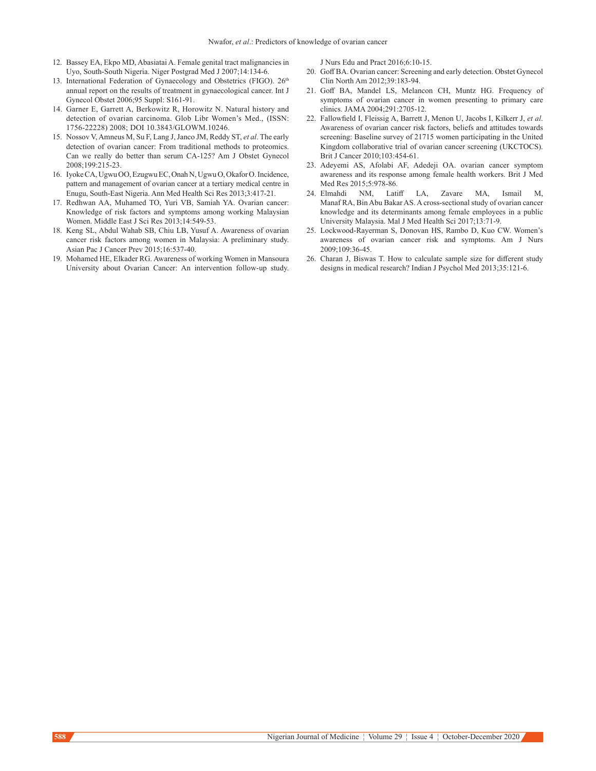12. Bassey EA, Ekpo MD, Abasiatai A. Female genital tract malignancies in Uyo, South-South Nigeria. Niger Postgrad Med J 2007;14:134-6.
13. International Federation of Gynaecology and Obstetrics (FIGO). 26th annual report on the results of treatment in gynaecological cancer. Int J Gynecol Obstet 2006;95 Suppl: S161-91.
14. Garner E, Garrett A, Berkowitz R, Horowitz N. Natural history and detection of ovarian carcinoma. Glob Libr Women's Med., (ISSN: 1756-22228) 2008; DOI 10.3843/GLOWM.10246.
15. Nossov V, Amneus M, Su F, Lang J, Janco JM, Reddy ST, *et al*. The early detection of ovarian cancer: From traditional methods to proteomics. Can we really do better than serum CA-125? Am J Obstet Gynecol 2008;199:215-23.
16. Iyoke CA, Ugwu OO, Ezugwu EC, Onah N, Ugwu O, Okafor O. Incidence, pattern and management of ovarian cancer at a tertiary medical centre in Enugu, South-East Nigeria. Ann Med Health Sci Res 2013;3:417-21.
17. Redhwan AA, Muhamed TO, Yuri VB, Samiah YA. Ovarian cancer: Knowledge of risk factors and symptoms among working Malaysian Women. Middle East J Sci Res 2013;14:549-53.
18. Keng SL, Abdul Wahab SB, Chiu LB, Yusuf A. Awareness of ovarian cancer risk factors among women in Malaysia: A preliminary study. Asian Pac J Cancer Prev 2015;16:537-40.
19. Mohamed HE, Elkader RG. Awareness of working Women in Mansoura University about Ovarian Cancer: An intervention follow-up study. J Nurs Edu and Pract 2016;6:10-15.
20. Goff BA. Ovarian cancer: Screening and early detection. Obstet Gynecol Clin North Am 2012;39:183-94.
21. Goff BA, Mandel LS, Melancon CH, Muntz HG. Frequency of symptoms of ovarian cancer in women presenting to primary care clinics. JAMA 2004;291:2705-12.
22. Fallowfield I, Fleissig A, Barrett J, Menon U, Jacobs I, Kilkerr J, *et al*. Awareness of ovarian cancer risk factors, beliefs and attitudes towards screening: Baseline survey of 21715 women participating in the United Kingdom collaborative trial of ovarian cancer screening (UKCTOCS). Brit J Cancer 2010;103:454-61.
23. Adeyemi AS, Afolabi AF, Adedeji OA. ovarian cancer symptom awareness and its response among female health workers. Brit J Med Med Res 2015;5:978-86.
24. Elmahdi NM, Latiff LA, Zavare MA, Ismail M, Manaf RA, Bin Abu Bakar AS. A cross-sectional study of ovarian cancer knowledge and its determinants among female employees in a public University Malaysia. Mal J Med Health Sci 2017;13:71-9.
25. Lockwood-Rayerman S, Donovan HS, Rambo D, Kuo CW. Women's awareness of ovarian cancer risk and symptoms. Am J Nurs 2009;109:36-45.
26. Charan J, Biswas T. How to calculate sample size for different study designs in medical research? Indian J Psychol Med 2013;35:121-6.